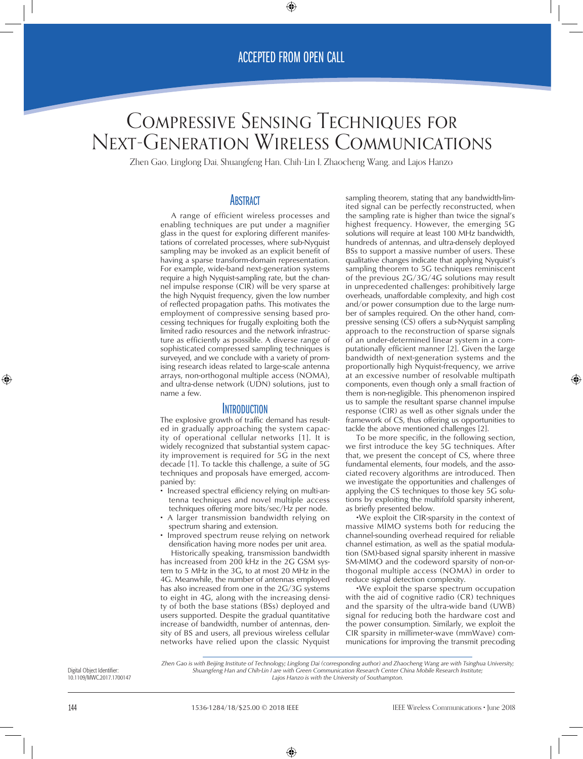# Compressive Sensing Techniques for Next-Generation Wireless Communications

Zhen Gao, Linglong Dai, Shuangfeng Han, Chih-Lin I, Zhaocheng Wang, and Lajos Hanzo

## Abstract

A range of efficient wireless processes and enabling techniques are put under a magnifier glass in the quest for exploring different manifestations of correlated processes, where sub-Nyquist sampling may be invoked as an explicit benefit of having a sparse transform-domain representation. For example, wide-band next-generation systems require a high Nyquist-sampling rate, but the channel impulse response (CIR) will be very sparse at the high Nyquist frequency, given the low number of reflected propagation paths. This motivates the employment of compressive sensing based processing techniques for frugally exploiting both the limited radio resources and the network infrastructure as efficiently as possible. A diverse range of sophisticated compressed sampling techniques is surveyed, and we conclude with a variety of promising research ideas related to large-scale antenna arrays, non-orthogonal multiple access (NOMA), and ultra-dense network (UDN) solutions, just to name a few.

## Introduction

The explosive growth of traffic demand has resulted in gradually approaching the system capacity of operational cellular networks [1]. It is widely recognized that substantial system capacity improvement is required for 5G in the next decade [1]. To tackle this challenge, a suite of 5G techniques and proposals have emerged, accompanied by:

- Increased spectral efficiency relying on multi-antenna techniques and novel multiple access techniques offering more bits/sec/Hz per node.
- A larger transmission bandwidth relying on spectrum sharing and extension.
- Improved spectrum reuse relying on network densification having more nodes per unit area.

Historically speaking, transmission bandwidth has increased from 200 kHz in the 2G GSM system to 5 MHz in the 3G, to at most 20 MHz in the 4G. Meanwhile, the number of antennas employed has also increased from one in the 2G/3G systems to eight in 4G, along with the increasing density of both the base stations (BSs) deployed and users supported. Despite the gradual quantitative increase of bandwidth, number of antennas, density of BS and users, all previous wireless cellular networks have relied upon the classic Nyquist sampling theorem, stating that any bandwidth-limited signal can be perfectly reconstructed, when the sampling rate is higher than twice the signal's highest frequency. However, the emerging 5G solutions will require at least 100 MHz bandwidth, hundreds of antennas, and ultra-densely deployed BSs to support a massive number of users. These qualitative changes indicate that applying Nyquist's sampling theorem to 5G techniques reminiscent of the previous 2G/3G/4G solutions may result in unprecedented challenges: prohibitively large overheads, unaffordable complexity, and high cost and/or power consumption due to the large number of samples required. On the other hand, compressive sensing (CS) offers a sub-Nyquist sampling approach to the reconstruction of sparse signals of an under-determined linear system in a computationally efficient manner [2]. Given the large bandwidth of next-generation systems and the proportionally high Nyquist-frequency, we arrive at an excessive number of resolvable multipath components, even though only a small fraction of them is non-negligible. This phenomenon inspired us to sample the resultant sparse channel impulse response (CIR) as well as other signals under the framework of CS, thus offering us opportunities to tackle the above mentioned challenges [2].

To be more specific, in the following section, we first introduce the key 5G techniques. After that, we present the concept of CS, where three fundamental elements, four models, and the associated recovery algorithms are introduced. Then we investigate the opportunities and challenges of applying the CS techniques to those key 5G solutions by exploiting the multifold sparsity inherent, as briefly presented below.

- We exploit the CIR-sparsity in the context of massive MIMO systems both for reducing the channel-sounding overhead required for reliable channel estimation, as well as the spatial modulation (SM)-based signal sparsity inherent in massive SM-MIMO and the codeword sparsity of non-orthogonal multiple access (NOMA) in order to reduce signal detection complexity.
- We exploit the sparse spectrum occupation with the aid of cognitive radio (CR) techniques and the sparsity of the ultra-wide band (UWB) signal for reducing both the hardware cost and the power consumption. Similarly, we exploit the CIR sparsity in millimeter-wave (mmWave) communications for improving the transmit precoding

*Zhen Gao is with Beijing Institute of Technology; Linglong Dai (corresponding author) and Zhaocheng Wang are with Tsinghua University; Shuangfeng Han and Chih-Lin I are with Green Communication Research Center China Mobile Research Institute; Lajos Hanzo is with the University of Southampton.*

Digital Object Identifier: 10.1109/MWC.2017.1700147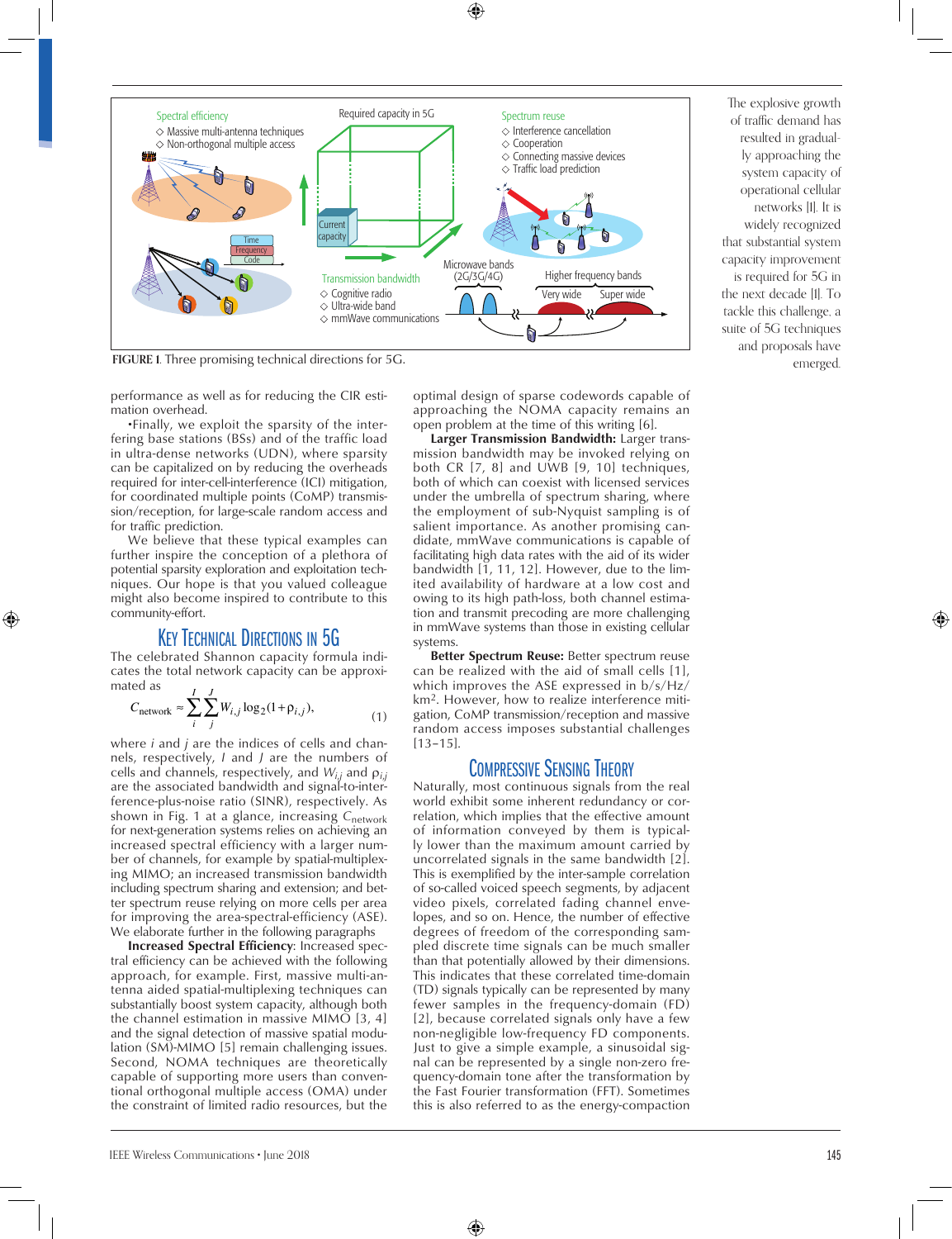FIGURE 1. Three promising technical directions for 5G.

The explosive growth of traffic demand has resulted in gradually approaching the system capacity of operational cellular networks [1]. It is widely recognized that substantial system capacity improvement is required for 5G in the next decade [1]. To tackle this challenge, a suite of 5G techniques and proposals have emerged.

performance as well as for reducing the CIR estimation overhead.

•Finally, we exploit the sparsity of the interfering base stations (BSs) and of the traffic load in ultra-dense networks (UDN), where sparsity can be capitalized on by reducing the overheads required for inter-cell-interference (ICI) mitigation, for coordinated multiple points (CoMP) transmission/reception, for large-scale random access and for traffic prediction.

We believe that these typical examples can further inspire the conception of a plethora of potential sparsity exploration and exploitation techniques. Our hope is that you valued colleague might also become inspired to contribute to this community-effort.

## Key Technical Directions in 5G

The celebrated Shannon capacity formula indicates the total network capacity can be approximated as

$$C_{\text{network}} \approx \sum_{i}^{I}\sum_{j}^{J} W_{i,j}\log_2(1+\rho_{i,j}), \tag{1}$$

where $i$ and $j$ are the indices of cells and channels, respectively, $I$ and $J$ are the numbers of cells and channels, respectively, and $W_{i,j}$ and $\rho_{i,j}$ are the associated bandwidth and signal-to-interference-plus-noise ratio (SINR), respectively. As shown in Fig. 1 at a glance, increasing $C_{\text{network}}$ for next-generation systems relies on achieving an increased spectral efficiency with a larger number of channels, for example by spatial-multiplexing MIMO; an increased transmission bandwidth including spectrum sharing and extension; and better spectrum reuse relying on more cells per area for improving the area-spectral-efficiency (ASE). We elaborate further in the following paragraphs

**Increased Spectral Efficiency**: Increased spectral efficiency can be achieved with the following approach, for example. First, massive multi-antenna aided spatial-multiplexing techniques can substantially boost system capacity, although both the channel estimation in massive MIMO [3, 4] and the signal detection of massive spatial modulation (SM)-MIMO [5] remain challenging issues. Second, NOMA techniques are theoretically capable of supporting more users than conventional orthogonal multiple access (OMA) under the constraint of limited radio resources, but the optimal design of sparse codewords capable of approaching the NOMA capacity remains an open problem at the time of this writing [6].

**Larger Transmission Bandwidth:** Larger transmission bandwidth may be invoked relying on both CR [7, 8] and UWB [9, 10] techniques, both of which can coexist with licensed services under the umbrella of spectrum sharing, where the employment of sub-Nyquist sampling is of salient importance. As another promising candidate, mmWave communications is capable of facilitating high data rates with the aid of its wider bandwidth [1, 11, 12]. However, due to the limited availability of hardware at a low cost and owing to its high path-loss, both channel estimation and transmit precoding are more challenging in mmWave systems than those in existing cellular systems.

**Better Spectrum Reuse:** Better spectrum reuse can be realized with the aid of small cells [1], which improves the ASE expressed in b/s/Hz/km$^2$. However, how to realize interference mitigation, CoMP transmission/reception and massive random access imposes substantial challenges [13–15].

## Compressive Sensing Theory

Naturally, most continuous signals from the real world exhibit some inherent redundancy or correlation, which implies that the effective amount of information conveyed by them is typically lower than the maximum amount carried by uncorrelated signals in the same bandwidth [2]. This is exemplified by the inter-sample correlation of so-called voiced speech segments, by adjacent video pixels, correlated fading channel envelopes, and so on. Hence, the number of effective degrees of freedom of the corresponding sampled discrete time signals can be much smaller than that potentially allowed by their dimensions. This indicates that these correlated time-domain (TD) signals typically can be represented by many fewer samples in the frequency-domain (FD) [2], because correlated signals only have a few non-negligible low-frequency FD components. Just to give a simple example, a sinusoidal signal can be represented by a single non-zero frequency-domain tone after the transformation by the Fast Fourier transformation (FFT). Sometimes this is also referred to as the energy-compaction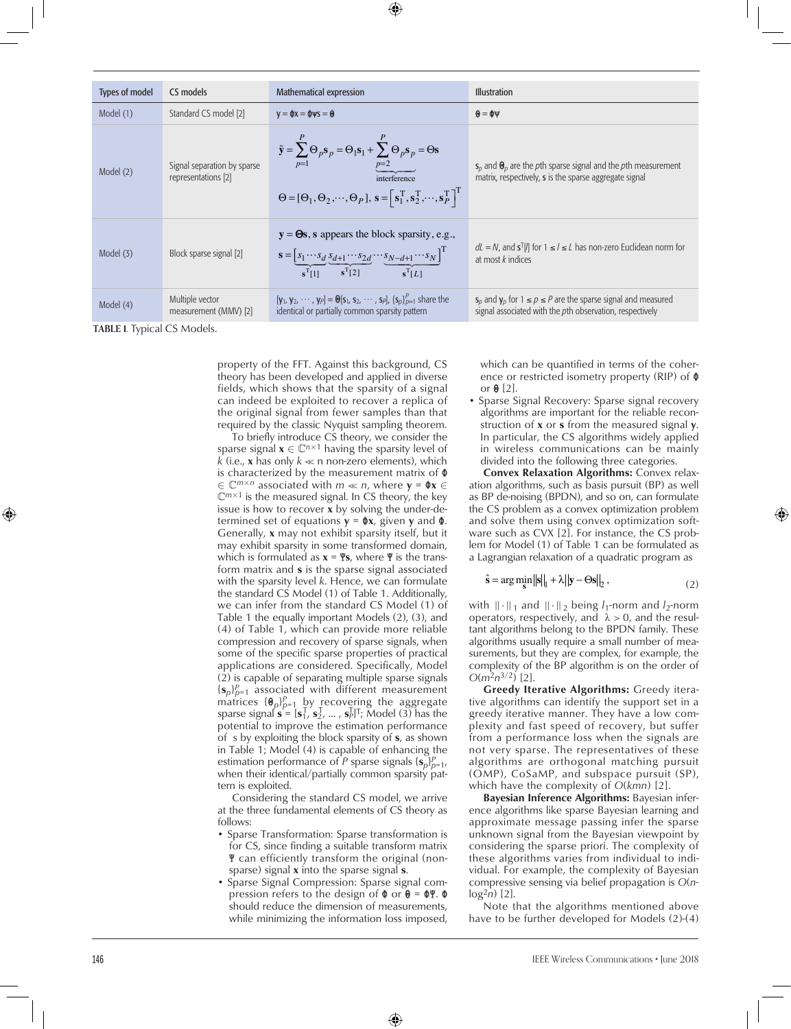| Types of model | CS models | Mathematical expression | Illustration |
| --- | --- | --- | --- |
| Model (1) | Standard CS model [2] | $\mathbf{y} = \Phi\mathbf{x} = \Phi\Psi\mathbf{s} = \Theta$ | $\Theta = \Phi\Psi$ |
| Model (2) | Signal separation by sparse representations [2] | $\tilde{\mathbf{y}} = \sum_{p=1}^{P} \Theta_p \mathbf{s}_p = \Theta_1 \mathbf{s}_1 + \underbrace{\sum_{p=2}^{P} \Theta_p \mathbf{s}_p}_{\text{interference}} = \Theta\mathbf{s}$ $\Theta = [\Theta_1, \Theta_2, \cdots, \Theta_P],\ \mathbf{s} = \left[\mathbf{s}_1^T, \mathbf{s}_2^T, \cdots, \mathbf{s}_P^T\right]^T$ | $\mathbf{s}_p$ and $\Theta_p$ are the $p$th sparse signal and the $p$th measurement matrix, respectively, $\mathbf{s}$ is the sparse aggregate signal |
| Model (3) | Block sparse signal [2] | $\mathbf{y} = \Theta\mathbf{s}$, $\mathbf{s}$ appears the block sparsity, e.g., $\mathbf{s} = \left[\underbrace{s_1 \cdots s_d}_{\mathbf{s}^T[1]} \underbrace{s_{d+1} \cdots s_{2d}}_{\mathbf{s}^T[2]} \cdots \underbrace{s_{N-d+1} \cdots s_N}_{\mathbf{s}^T[L]}\right]^T$ | $dL = N$, and $\mathbf{s}^T[l]$ for $1 \le l \le L$ has non-zero Euclidean norm for at most $k$ indices |
| Model (4) | Multiple vector measurement (MMV) [2] | $[\mathbf{y}_1, \mathbf{y}_2, \cdots, \mathbf{y}_P] = \Theta[\mathbf{s}_1, \mathbf{s}_2, \cdots, \mathbf{s}_P]$, $\{\mathbf{s}_p\}_{p=1}^{P}$ share the identical or partially common sparsity pattern | $\mathbf{s}_p$ and $\mathbf{y}_p$ for $1 \le p \le P$ are the sparse signal and measured signal associated with the $p$th observation, respectively |

**TABLE 1.** Typical CS Models.

property of the FFT. Against this background, CS theory has been developed and applied in diverse fields, which shows that the sparsity of a signal can indeed be exploited to recover a replica of the original signal from fewer samples than that required by the classic Nyquist sampling theorem.

To briefly introduce CS theory, we consider the sparse signal $\mathbf{x} \in \mathbb{C}^{n \times 1}$ having the sparsity level of $k$ (i.e., $\mathbf{x}$ has only $k \ll n$ non-zero elements), which is characterized by the measurement matrix of $\Phi \in \mathbb{C}^{m \times n}$ associated with $m \ll n$, where $\mathbf{y} = \Phi\mathbf{x} \in \mathbb{C}^{m \times 1}$ is the measured signal. In CS theory, the key issue is how to recover $\mathbf{x}$ by solving the under-determined set of equations $\mathbf{y} = \Phi\mathbf{x}$, given $\mathbf{y}$ and $\Phi$. Generally, $\mathbf{x}$ may not exhibit sparsity itself, but it may exhibit sparsity in some transformed domain, which is formulated as $\mathbf{x} = \Psi\mathbf{s}$, where $\Psi$ is the transform matrix and $\mathbf{s}$ is the sparse signal associated with the sparsity level $k$. Hence, we can formulate the standard CS Model (1) of Table 1. Additionally, we can infer from the standard CS Model (1) of Table 1 the equally important Models (2), (3), and (4) of Table 1, which can provide more reliable compression and recovery of sparse signals, when some of the specific sparse properties of practical applications are considered. Specifically, Model (2) is capable of separating multiple sparse signals $\{\mathbf{s}_p\}_{p=1}^{P}$ associated with different measurement matrices $\{\Theta_p\}_{p=1}^{P}$ by recovering the aggregate sparse signal $\mathbf{s} = [\mathbf{s}_1^T, \mathbf{s}_2^T, \ldots, \mathbf{s}_P^T]^T$; Model (3) has the potential to improve the estimation performance of s by exploiting the block sparsity of $\mathbf{s}$, as shown in Table 1; Model (4) is capable of enhancing the estimation performance of $P$ sparse signals $\{\mathbf{s}_p\}_{p=1}^{P}$, when their identical/partially common sparsity pattern is exploited.

Considering the standard CS model, we arrive at the three fundamental elements of CS theory as follows:

- Sparse Transformation: Sparse transformation is for CS, since finding a suitable transform matrix $\Psi$ can efficiently transform the original (non-sparse) signal $\mathbf{x}$ into the sparse signal $\mathbf{s}$.
- Sparse Signal Compression: Sparse signal compression refers to the design of $\Phi$ or $\Theta = \Phi\Psi$. $\Phi$ should reduce the dimension of measurements, while minimizing the information loss imposed, which can be quantified in terms of the coherence or restricted isometry property (RIP) of $\Phi$ or $\Theta$ [2].
- Sparse Signal Recovery: Sparse signal recovery algorithms are important for the reliable reconstruction of $\mathbf{x}$ or $\mathbf{s}$ from the measured signal $\mathbf{y}$. In particular, the CS algorithms widely applied in wireless communications can be mainly divided into the following three categories.

**Convex Relaxation Algorithms:** Convex relaxation algorithms, such as basis pursuit (BP) as well as BP de-noising (BPDN), and so on, can formulate the CS problem as a convex optimization problem and solve them using convex optimization software such as CVX [2]. For instance, the CS problem for Model (1) of Table 1 can be formulated as a Lagrangian relaxation of a quadratic program as

$$\hat{\mathbf{s}} = \arg\min_{\mathbf{s}} \|\mathbf{s}\|_1 + \lambda \|\mathbf{y} - \Theta\mathbf{s}\|_2, \tag{2}$$

with $\|\cdot\|_1$ and $\|\cdot\|_2$ being $l_1$-norm and $l_2$-norm operators, respectively, and $\lambda > 0$, and the resultant algorithms belong to the BPDN family. These algorithms usually require a small number of measurements, but they are complex, for example, the complexity of the BP algorithm is on the order of $O(m^2 n^{3/2})$ [2].

**Greedy Iterative Algorithms:** Greedy iterative algorithms can identify the support set in a greedy iterative manner. They have a low complexity and fast speed of recovery, but suffer from a performance loss when the signals are not very sparse. The representatives of these algorithms are orthogonal matching pursuit (OMP), CoSaMP, and subspace pursuit (SP), which have the complexity of $O(kmn)$ [2].

**Bayesian Inference Algorithms:** Bayesian inference algorithms like sparse Bayesian learning and approximate message passing infer the sparse unknown signal from the Bayesian viewpoint by considering the sparse priori. The complexity of these algorithms varies from individual to individual. For example, the complexity of Bayesian compressive sensing via belief propagation is $O(n\log^2 n)$ [2].

Note that the algorithms mentioned above have to be further developed for Models (2)-(4)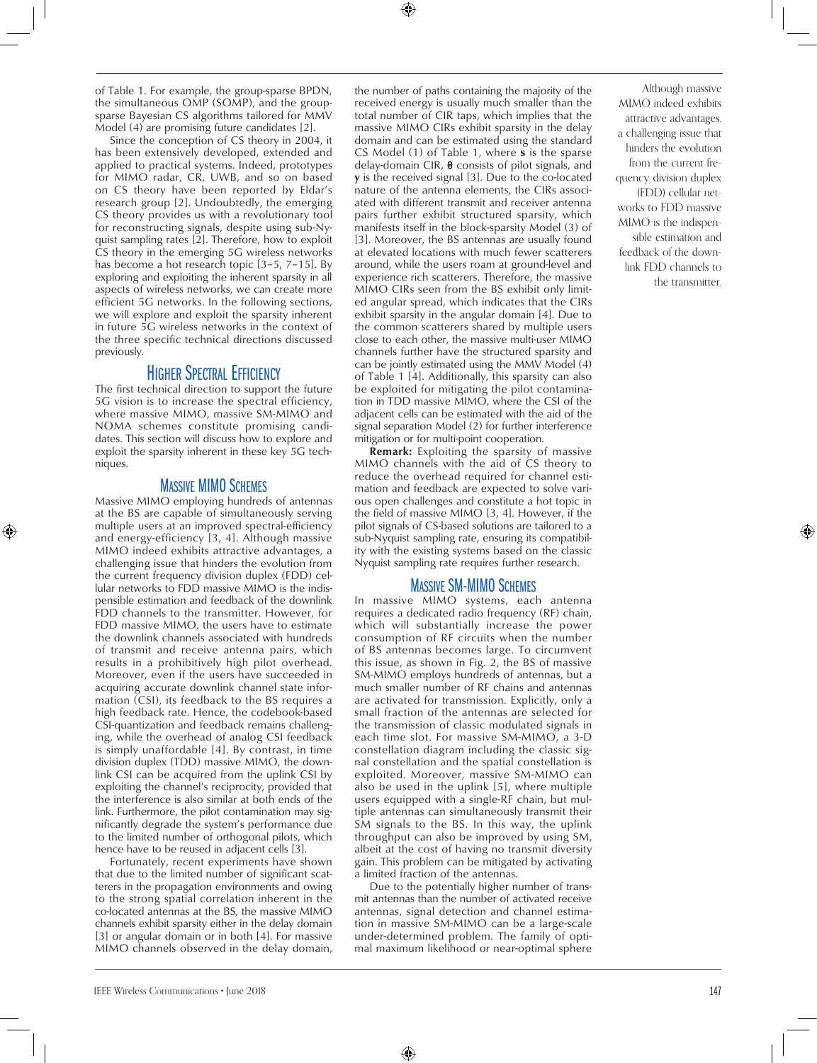of Table 1. For example, the group-sparse BPDN, the simultaneous OMP (SOMP), and the group-sparse Bayesian CS algorithms tailored for MMV Model (4) are promising future candidates [2].

Since the conception of CS theory in 2004, it has been extensively developed, extended and applied to practical systems. Indeed, prototypes for MIMO radar, CR, UWB, and so on based on CS theory have been reported by Eldar's research group [2]. Undoubtedly, the emerging CS theory provides us with a revolutionary tool for reconstructing signals, despite using sub-Nyquist sampling rates [2]. Therefore, how to exploit CS theory in the emerging 5G wireless networks has become a hot research topic [3–5, 7–15]. By exploring and exploiting the inherent sparsity in all aspects of wireless networks, we can create more efficient 5G networks. In the following sections, we will explore and exploit the sparsity inherent in future 5G wireless networks in the context of the three specific technical directions discussed previously.

## Higher Spectral Efficiency

The first technical direction to support the future 5G vision is to increase the spectral efficiency, where massive MIMO, massive SM-MIMO and NOMA schemes constitute promising candidates. This section will discuss how to explore and exploit the sparsity inherent in these key 5G techniques.

### Massive MIMO Schemes

Massive MIMO employing hundreds of antennas at the BS are capable of simultaneously serving multiple users at an improved spectral-efficiency and energy-efficiency [3, 4]. Although massive MIMO indeed exhibits attractive advantages, a challenging issue that hinders the evolution from the current frequency division duplex (FDD) cellular networks to FDD massive MIMO is the indispensible estimation and feedback of the downlink FDD channels to the transmitter. However, for FDD massive MIMO, the users have to estimate the downlink channels associated with hundreds of transmit and receive antenna pairs, which results in a prohibitively high pilot overhead. Moreover, even if the users have succeeded in acquiring accurate downlink channel state information (CSI), its feedback to the BS requires a high feedback rate. Hence, the codebook-based CSI-quantization and feedback remains challenging, while the overhead of analog CSI feedback is simply unaffordable [4]. By contrast, in time division duplex (TDD) massive MIMO, the downlink CSI can be acquired from the uplink CSI by exploiting the channel's reciprocity, provided that the interference is also similar at both ends of the link. Furthermore, the pilot contamination may significantly degrade the system's performance due to the limited number of orthogonal pilots, which hence have to be reused in adjacent cells [3].

Fortunately, recent experiments have shown that due to the limited number of significant scatterers in the propagation environments and owing to the strong spatial correlation inherent in the co-located antennas at the BS, the massive MIMO channels exhibit sparsity either in the delay domain [3] or angular domain or in both [4]. For massive MIMO channels observed in the delay domain, the number of paths containing the majority of the received energy is usually much smaller than the total number of CIR taps, which implies that the massive MIMO CIRs exhibit sparsity in the delay domain and can be estimated using the standard CS Model (1) of Table 1, where $\mathbf{s}$ is the sparse delay-domain CIR, $\boldsymbol{\theta}$ consists of pilot signals, and $\mathbf{y}$ is the received signal [3]. Due to the co-located nature of the antenna elements, the CIRs associated with different transmit and receiver antenna pairs further exhibit structured sparsity, which manifests itself in the block-sparsity Model (3) of [3]. Moreover, the BS antennas are usually found at elevated locations with much fewer scatterers around, while the users roam at ground-level and experience rich scatterers. Therefore, the massive MIMO CIRs seen from the BS exhibit only limited angular spread, which indicates that the CIRs exhibit sparsity in the angular domain [4]. Due to the common scatterers shared by multiple users close to each other, the massive multi-user MIMO channels further have the structured sparsity and can be jointly estimated using the MMV Model (4) of Table 1 [4]. Additionally, this sparsity can also be exploited for mitigating the pilot contamination in TDD massive MIMO, where the CSI of the adjacent cells can be estimated with the aid of the signal separation Model (2) for further interference mitigation or for multi-point cooperation.

**Remark:** Exploiting the sparsity of massive MIMO channels with the aid of CS theory to reduce the overhead required for channel estimation and feedback are expected to solve various open challenges and constitute a hot topic in the field of massive MIMO [3, 4]. However, if the pilot signals of CS-based solutions are tailored to a sub-Nyquist sampling rate, ensuring its compatibility with the existing systems based on the classic Nyquist sampling rate requires further research.

### Massive SM-MIMO Schemes

In massive MIMO systems, each antenna requires a dedicated radio frequency (RF) chain, which will substantially increase the power consumption of RF circuits when the number of BS antennas becomes large. To circumvent this issue, as shown in Fig. 2, the BS of massive SM-MIMO employs hundreds of antennas, but a much smaller number of RF chains and antennas are activated for transmission. Explicitly, only a small fraction of the antennas are selected for the transmission of classic modulated signals in each time slot. For massive SM-MIMO, a 3-D constellation diagram including the classic signal constellation and the spatial constellation is exploited. Moreover, massive SM-MIMO can also be used in the uplink [5], where multiple users equipped with a single-RF chain, but multiple antennas can simultaneously transmit their SM signals to the BS. In this way, the uplink throughput can also be improved by using SM, albeit at the cost of having no transmit diversity gain. This problem can be mitigated by activating a limited fraction of the antennas.

Due to the potentially higher number of transmit antennas than the number of activated receive antennas, signal detection and channel estimation in massive SM-MIMO can be a large-scale under-determined problem. The family of optimal maximum likelihood or near-optimal sphere

Although massive MIMO indeed exhibits attractive advantages, a challenging issue that hinders the evolution from the current frequency division duplex (FDD) cellular networks to FDD massive MIMO is the indispensible estimation and feedback of the downlink FDD channels to the transmitter.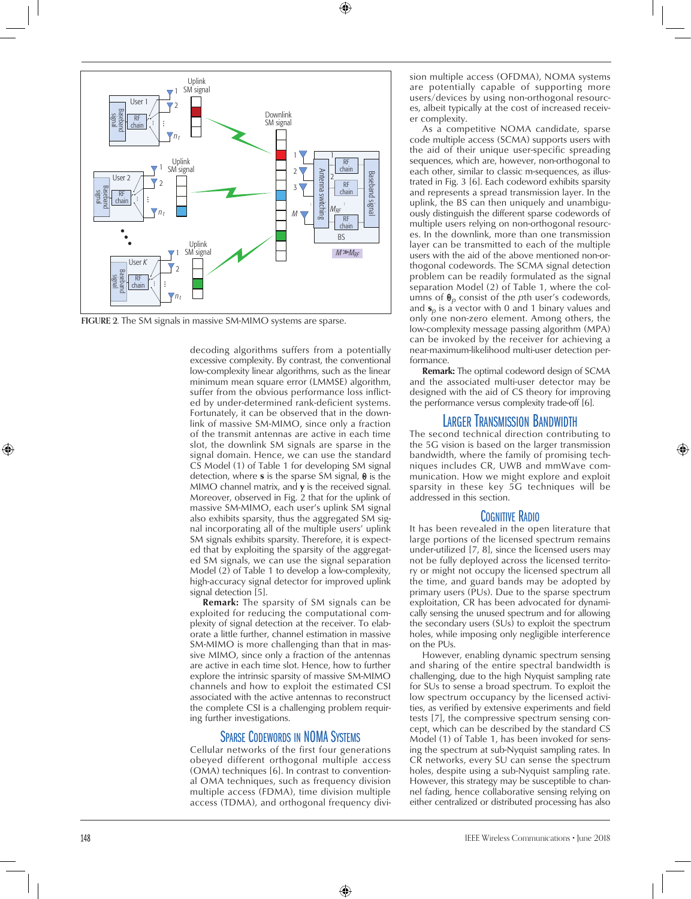FIGURE 2. The SM signals in massive SM-MIMO systems are sparse.

decoding algorithms suffers from a potentially excessive complexity. By contrast, the conventional low-complexity linear algorithms, such as the linear minimum mean square error (LMMSE) algorithm, suffer from the obvious performance loss inflicted by under-determined rank-deficient systems. Fortunately, it can be observed that in the downlink of massive SM-MIMO, since only a fraction of the transmit antennas are active in each time slot, the downlink SM signals are sparse in the signal domain. Hence, we can use the standard CS Model (1) of Table 1 for developing SM signal detection, where $\mathbf{s}$ is the sparse SM signal, $\boldsymbol{\theta}$ is the MIMO channel matrix, and $\mathbf{y}$ is the received signal. Moreover, observed in Fig. 2 that for the uplink of massive SM-MIMO, each user's uplink SM signal also exhibits sparsity, thus the aggregated SM signal incorporating all of the multiple users' uplink SM signals exhibits sparsity. Therefore, it is expected that by exploiting the sparsity of the aggregated SM signals, we can use the signal separation Model (2) of Table 1 to develop a low-complexity, high-accuracy signal detector for improved uplink signal detection [5].

**Remark:** The sparsity of SM signals can be exploited for reducing the computational complexity of signal detection at the receiver. To elaborate a little further, channel estimation in massive SM-MIMO is more challenging than that in massive MIMO, since only a fraction of the antennas are active in each time slot. Hence, how to further explore the intrinsic sparsity of massive SM-MIMO channels and how to exploit the estimated CSI associated with the active antennas to reconstruct the complete CSI is a challenging problem requiring further investigations.

### Sparse Codewords in NOMA Systems

Cellular networks of the first four generations obeyed different orthogonal multiple access (OMA) techniques [6]. In contrast to conventional OMA techniques, such as frequency division multiple access (FDMA), time division multiple access (TDMA), and orthogonal frequency division multiple access (OFDMA), NOMA systems are potentially capable of supporting more users/devices by using non-orthogonal resources, albeit typically at the cost of increased receiver complexity.

As a competitive NOMA candidate, sparse code multiple access (SCMA) supports users with the aid of their unique user-specific spreading sequences, which are, however, non-orthogonal to each other, similar to classic m-sequences, as illustrated in Fig. 3 [6]. Each codeword exhibits sparsity and represents a spread transmission layer. In the uplink, the BS can then uniquely and unambiguously distinguish the different sparse codewords of multiple users relying on non-orthogonal resources. In the downlink, more than one transmission layer can be transmitted to each of the multiple users with the aid of the above mentioned non-orthogonal codewords. The SCMA signal detection problem can be readily formulated as the signal separation Model (2) of Table 1, where the columns of $\boldsymbol{\theta}_p$ consist of the $p$th user's codewords, and $\mathbf{s}_p$ is a vector with 0 and 1 binary values and only one non-zero element. Among others, the low-complexity message passing algorithm (MPA) can be invoked by the receiver for achieving a near-maximum-likelihood multi-user detection performance.

**Remark:** The optimal codeword design of SCMA and the associated multi-user detector may be designed with the aid of CS theory for improving the performance versus complexity trade-off [6].

## Larger Transmission Bandwidth

The second technical direction contributing to the 5G vision is based on the larger transmission bandwidth, where the family of promising techniques includes CR, UWB and mmWave communication. How we might explore and exploit sparsity in these key 5G techniques will be addressed in this section.

### Cognitive Radio

It has been revealed in the open literature that large portions of the licensed spectrum remains under-utilized [7, 8], since the licensed users may not be fully deployed across the licensed territory or might not occupy the licensed spectrum all the time, and guard bands may be adopted by primary users (PUs). Due to the sparse spectrum exploitation, CR has been advocated for dynamically sensing the unused spectrum and for allowing the secondary users (SUs) to exploit the spectrum holes, while imposing only negligible interference on the PUs.

However, enabling dynamic spectrum sensing and sharing of the entire spectral bandwidth is challenging, due to the high Nyquist sampling rate for SUs to sense a broad spectrum. To exploit the low spectrum occupancy by the licensed activities, as verified by extensive experiments and field tests [7], the compressive spectrum sensing concept, which can be described by the standard CS Model (1) of Table 1, has been invoked for sensing the spectrum at sub-Nyquist sampling rates. In CR networks, every SU can sense the spectrum holes, despite using a sub-Nyquist sampling rate. However, this strategy may be susceptible to channel fading, hence collaborative sensing relying on either centralized or distributed processing has also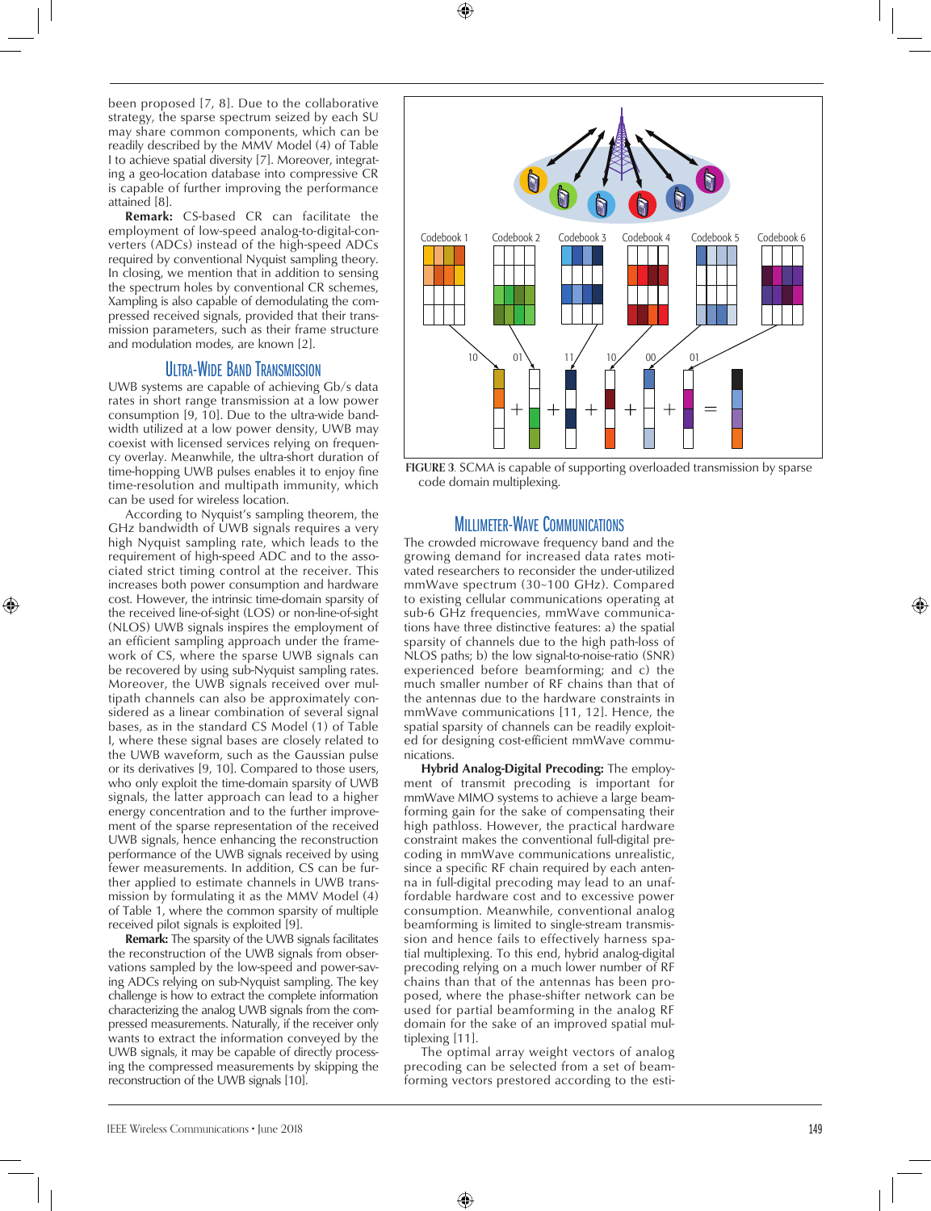been proposed [7, 8]. Due to the collaborative strategy, the sparse spectrum seized by each SU may share common components, which can be readily described by the MMV Model (4) of Table I to achieve spatial diversity [7]. Moreover, integrating a geo-location database into compressive CR is capable of further improving the performance attained [8].

**Remark:** CS-based CR can facilitate the employment of low-speed analog-to-digital-converters (ADCs) instead of the high-speed ADCs required by conventional Nyquist sampling theory. In closing, we mention that in addition to sensing the spectrum holes by conventional CR schemes, Xampling is also capable of demodulating the compressed received signals, provided that their transmission parameters, such as their frame structure and modulation modes, are known [2].

## Ultra-Wide Band Transmission

UWB systems are capable of achieving Gb/s data rates in short range transmission at a low power consumption [9, 10]. Due to the ultra-wide bandwidth utilized at a low power density, UWB may coexist with licensed services relying on frequency overlay. Meanwhile, the ultra-short duration of time-hopping UWB pulses enables it to enjoy fine time-resolution and multipath immunity, which can be used for wireless location.

According to Nyquist's sampling theorem, the GHz bandwidth of UWB signals requires a very high Nyquist sampling rate, which leads to the requirement of high-speed ADC and to the associated strict timing control at the receiver. This increases both power consumption and hardware cost. However, the intrinsic time-domain sparsity of the received line-of-sight (LOS) or non-line-of-sight (NLOS) UWB signals inspires the employment of an efficient sampling approach under the framework of CS, where the sparse UWB signals can be recovered by using sub-Nyquist sampling rates. Moreover, the UWB signals received over multipath channels can also be approximately considered as a linear combination of several signal bases, as in the standard CS Model (1) of Table I, where these signal bases are closely related to the UWB waveform, such as the Gaussian pulse or its derivatives [9, 10]. Compared to those users, who only exploit the time-domain sparsity of UWB signals, the latter approach can lead to a higher energy concentration and to the further improvement of the sparse representation of the received UWB signals, hence enhancing the reconstruction performance of the UWB signals received by using fewer measurements. In addition, CS can be further applied to estimate channels in UWB transmission by formulating it as the MMV Model (4) of Table 1, where the common sparsity of multiple received pilot signals is exploited [9].

**Remark:** The sparsity of the UWB signals facilitates the reconstruction of the UWB signals from observations sampled by the low-speed and power-saving ADCs relying on sub-Nyquist sampling. The key challenge is how to extract the complete information characterizing the analog UWB signals from the compressed measurements. Naturally, if the receiver only wants to extract the information conveyed by the UWB signals, it may be capable of directly processing the compressed measurements by skipping the reconstruction of the UWB signals [10].

FIGURE 3. SCMA is capable of supporting overloaded transmission by sparse code domain multiplexing.

## Millimeter-Wave Communications

The crowded microwave frequency band and the growing demand for increased data rates motivated researchers to reconsider the under-utilized mmWave spectrum (30~100 GHz). Compared to existing cellular communications operating at sub-6 GHz frequencies, mmWave communications have three distinctive features: a) the spatial sparsity of channels due to the high path-loss of NLOS paths; b) the low signal-to-noise-ratio (SNR) experienced before beamforming; and c) the much smaller number of RF chains than that of the antennas due to the hardware constraints in mmWave communications [11, 12]. Hence, the spatial sparsity of channels can be readily exploited for designing cost-efficient mmWave communications.

**Hybrid Analog-Digital Precoding:** The employment of transmit precoding is important for mmWave MIMO systems to achieve a large beamforming gain for the sake of compensating their high pathloss. However, the practical hardware constraint makes the conventional full-digital precoding in mmWave communications unrealistic, since a specific RF chain required by each antenna in full-digital precoding may lead to an unaffordable hardware cost and to excessive power consumption. Meanwhile, conventional analog beamforming is limited to single-stream transmission and hence fails to effectively harness spatial multiplexing. To this end, hybrid analog-digital precoding relying on a much lower number of RF chains than that of the antennas has been proposed, where the phase-shifter network can be used for partial beamforming in the analog RF domain for the sake of an improved spatial multiplexing [11].

The optimal array weight vectors of analog precoding can be selected from a set of beamforming vectors prestored according to the esti-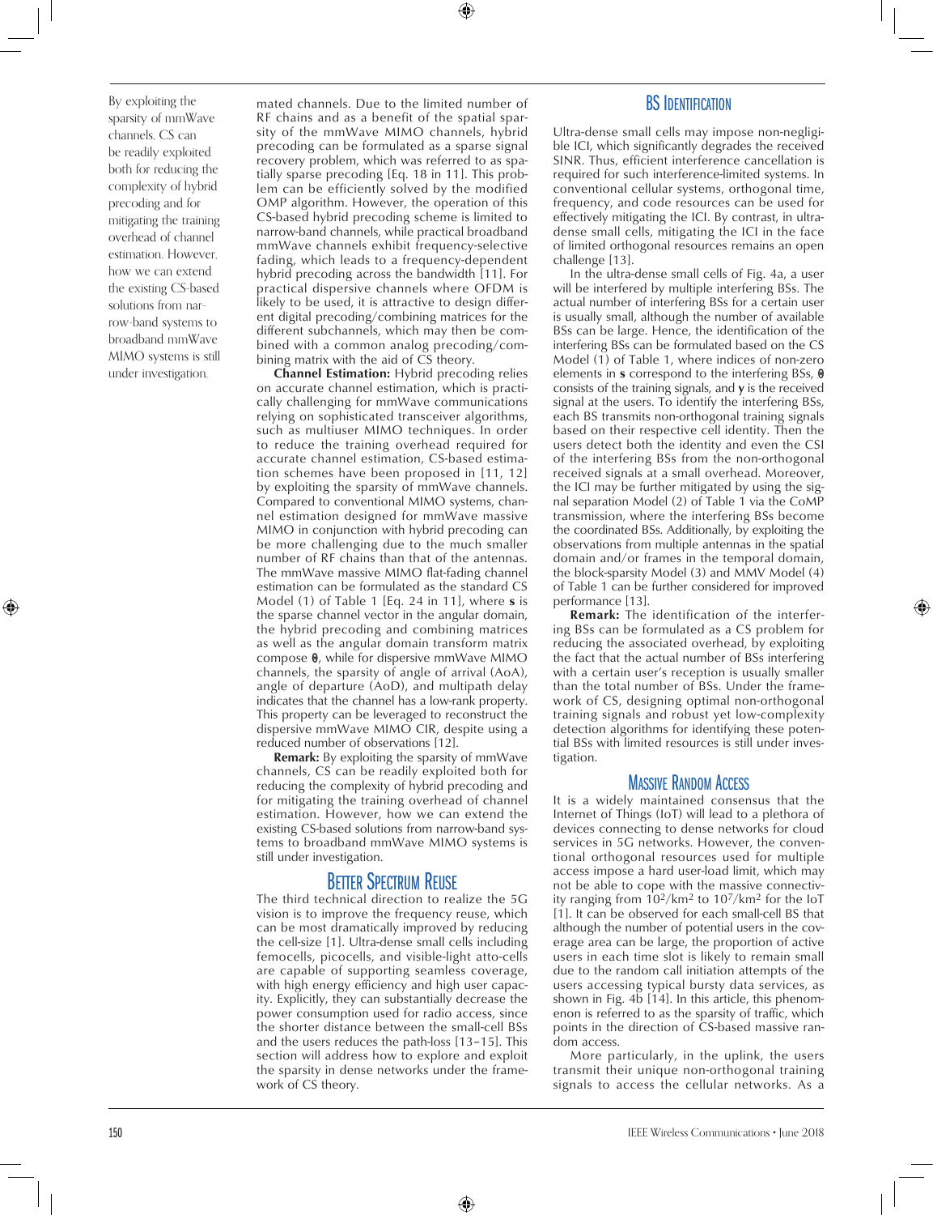mated channels. Due to the limited number of RF chains and as a benefit of the spatial sparsity of the mmWave MIMO channels, hybrid precoding can be formulated as a sparse signal recovery problem, which was referred to as spatially sparse precoding [Eq. 18 in 11]. This problem can be efficiently solved by the modified OMP algorithm. However, the operation of this CS-based hybrid precoding scheme is limited to narrow-band channels, while practical broadband mmWave channels exhibit frequency-selective fading, which leads to a frequency-dependent hybrid precoding across the bandwidth [11]. For practical dispersive channels where OFDM is likely to be used, it is attractive to design different digital precoding/combining matrices for the different subchannels, which may then be combined with a common analog precoding/combining matrix with the aid of CS theory.

**Channel Estimation:** Hybrid precoding relies on accurate channel estimation, which is practically challenging for mmWave communications relying on sophisticated transceiver algorithms, such as multiuser MIMO techniques. In order to reduce the training overhead required for accurate channel estimation, CS-based estimation schemes have been proposed in [11, 12] by exploiting the sparsity of mmWave channels. Compared to conventional MIMO systems, channel estimation designed for mmWave massive MIMO in conjunction with hybrid precoding can be more challenging due to the much smaller number of RF chains than that of the antennas. The mmWave massive MIMO flat-fading channel estimation can be formulated as the standard CS Model (1) of Table 1 [Eq. 24 in 11], where **s** is the sparse channel vector in the angular domain, the hybrid precoding and combining matrices as well as the angular domain transform matrix compose $\boldsymbol{\Theta}$, while for dispersive mmWave MIMO channels, the sparsity of angle of arrival (AoA), angle of departure (AoD), and multipath delay indicates that the channel has a low-rank property. This property can be leveraged to reconstruct the dispersive mmWave MIMO CIR, despite using a reduced number of observations [12].

**Remark:** By exploiting the sparsity of mmWave channels, CS can be readily exploited both for reducing the complexity of hybrid precoding and for mitigating the training overhead of channel estimation. However, how we can extend the existing CS-based solutions from narrow-band systems to broadband mmWave MIMO systems is still under investigation.

By exploiting the sparsity of mmWave channels, CS can be readily exploited both for reducing the complexity of hybrid precoding and for mitigating the training overhead of channel estimation. However, how we can extend the existing CS-based solutions from narrow-band systems to broadband mmWave MIMO systems is still under investigation.

## Better Spectrum Reuse

The third technical direction to realize the 5G vision is to improve the frequency reuse, which can be most dramatically improved by reducing the cell-size [1]. Ultra-dense small cells including femocells, picocells, and visible-light atto-cells are capable of supporting seamless coverage, with high energy efficiency and high user capacity. Explicitly, they can substantially decrease the power consumption used for radio access, since the shorter distance between the small-cell BSs and the users reduces the path-loss [13–15]. This section will address how to explore and exploit the sparsity in dense networks under the framework of CS theory.

### BS Identification

Ultra-dense small cells may impose non-negligible ICI, which significantly degrades the received SINR. Thus, efficient interference cancellation is required for such interference-limited systems. In conventional cellular systems, orthogonal time, frequency, and code resources can be used for effectively mitigating the ICI. By contrast, in ultra-dense small cells, mitigating the ICI in the face of limited orthogonal resources remains an open challenge [13].

In the ultra-dense small cells of Fig. 4a, a user will be interfered by multiple interfering BSs. The actual number of interfering BSs for a certain user is usually small, although the number of available BSs can be large. Hence, the identification of the interfering BSs can be formulated based on the CS Model (1) of Table 1, where indices of non-zero elements in **s** correspond to the interfering BSs, $\boldsymbol{\Theta}$ consists of the training signals, and **y** is the received signal at the users. To identify the interfering BSs, each BS transmits non-orthogonal training signals based on their respective cell identity. Then the users detect both the identity and even the CSI of the interfering BSs from the non-orthogonal received signals at a small overhead. Moreover, the ICI may be further mitigated by using the signal separation Model (2) of Table 1 via the CoMP transmission, where the interfering BSs become the coordinated BSs. Additionally, by exploiting the observations from multiple antennas in the spatial domain and/or frames in the temporal domain, the block-sparsity Model (3) and MMV Model (4) of Table 1 can be further considered for improved performance [13].

**Remark:** The identification of the interfering BSs can be formulated as a CS problem for reducing the associated overhead, by exploiting the fact that the actual number of BSs interfering with a certain user's reception is usually smaller than the total number of BSs. Under the framework of CS, designing optimal non-orthogonal training signals and robust yet low-complexity detection algorithms for identifying these potential BSs with limited resources is still under investigation.

### Massive Random Access

It is a widely maintained consensus that the Internet of Things (IoT) will lead to a plethora of devices connecting to dense networks for cloud services in 5G networks. However, the conventional orthogonal resources used for multiple access impose a hard user-load limit, which may not be able to cope with the massive connectivity ranging from $10^2$/km$^2$ to $10^7$/km$^2$ for the IoT [1]. It can be observed for each small-cell BS that although the number of potential users in the coverage area can be large, the proportion of active users in each time slot is likely to remain small due to the random call initiation attempts of the users accessing typical bursty data services, as shown in Fig. 4b [14]. In this article, this phenomenon is referred to as the sparsity of traffic, which points in the direction of CS-based massive random access.

More particularly, in the uplink, the users transmit their unique non-orthogonal training signals to access the cellular networks. As a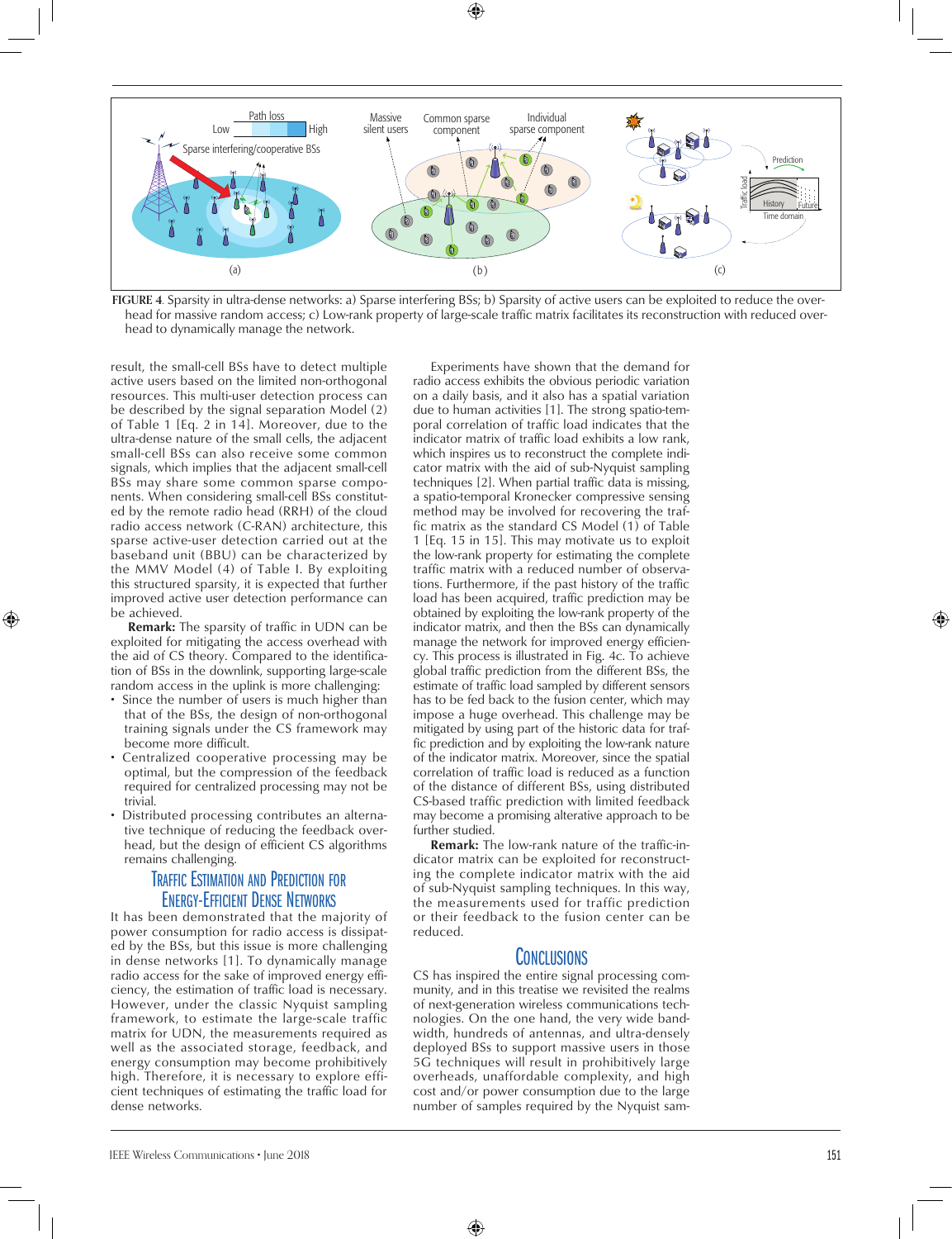Path loss

Low High

Sparse interfering/cooperative BSs

(a)

Massive silent users

Common sparse component

Individual sparse component

(b)

Prediction

Traffic load

History

Future

Time domain

(c)

**FIGURE 4.** Sparsity in ultra-dense networks: a) Sparse interfering BSs; b) Sparsity of active users can be exploited to reduce the overhead for massive random access; c) Low-rank property of large-scale traffic matrix facilitates its reconstruction with reduced overhead to dynamically manage the network.

result, the small-cell BSs have to detect multiple active users based on the limited non-orthogonal resources. This multi-user detection process can be described by the signal separation Model (2) of Table 1 [Eq. 2 in 14]. Moreover, due to the ultra-dense nature of the small cells, the adjacent small-cell BSs can also receive some common signals, which implies that the adjacent small-cell BSs may share some common sparse components. When considering small-cell BSs constituted by the remote radio head (RRH) of the cloud radio access network (C-RAN) architecture, this sparse active-user detection carried out at the baseband unit (BBU) can be characterized by the MMV Model (4) of Table I. By exploiting this structured sparsity, it is expected that further improved active user detection performance can be achieved.

**Remark:** The sparsity of traffic in UDN can be exploited for mitigating the access overhead with the aid of CS theory. Compared to the identification of BSs in the downlink, supporting large-scale random access in the uplink is more challenging:

- Since the number of users is much higher than that of the BSs, the design of non-orthogonal training signals under the CS framework may become more difficult.
- Centralized cooperative processing may be optimal, but the compression of the feedback required for centralized processing may not be trivial.
- Distributed processing contributes an alternative technique of reducing the feedback overhead, but the design of efficient CS algorithms remains challenging.

## Traffic Estimation and Prediction for Energy-Efficient Dense Networks

It has been demonstrated that the majority of power consumption for radio access is dissipated by the BSs, but this issue is more challenging in dense networks [1]. To dynamically manage radio access for the sake of improved energy efficiency, the estimation of traffic load is necessary. However, under the classic Nyquist sampling framework, to estimate the large-scale traffic matrix for UDN, the measurements required as well as the associated storage, feedback, and energy consumption may become prohibitively high. Therefore, it is necessary to explore efficient techniques of estimating the traffic load for dense networks.

Experiments have shown that the demand for radio access exhibits the obvious periodic variation on a daily basis, and it also has a spatial variation due to human activities [1]. The strong spatio-temporal correlation of traffic load indicates that the indicator matrix of traffic load exhibits a low rank, which inspires us to reconstruct the complete indicator matrix with the aid of sub-Nyquist sampling techniques [2]. When partial traffic data is missing, a spatio-temporal Kronecker compressive sensing method may be involved for recovering the traffic matrix as the standard CS Model (1) of Table 1 [Eq. 15 in 15]. This may motivate us to exploit the low-rank property for estimating the complete traffic matrix with a reduced number of observations. Furthermore, if the past history of the traffic load has been acquired, traffic prediction may be obtained by exploiting the low-rank property of the indicator matrix, and then the BSs can dynamically manage the network for improved energy efficiency. This process is illustrated in Fig. 4c. To achieve global traffic prediction from the different BSs, the estimate of traffic load sampled by different sensors has to be fed back to the fusion center, which may impose a huge overhead. This challenge may be mitigated by using part of the historic data for traffic prediction and by exploiting the low-rank nature of the indicator matrix. Moreover, since the spatial correlation of traffic load is reduced as a function of the distance of different BSs, using distributed CS-based traffic prediction with limited feedback may become a promising alterative approach to be further studied.

**Remark:** The low-rank nature of the traffic-indicator matrix can be exploited for reconstructing the complete indicator matrix with the aid of sub-Nyquist sampling techniques. In this way, the measurements used for traffic prediction or their feedback to the fusion center can be reduced.

## Conclusions

CS has inspired the entire signal processing community, and in this treatise we revisited the realms of next-generation wireless communications technologies. On the one hand, the very wide bandwidth, hundreds of antennas, and ultra-densely deployed BSs to support massive users in those 5G techniques will result in prohibitively large overheads, unaffordable complexity, and high cost and/or power consumption due to the large number of samples required by the Nyquist sam-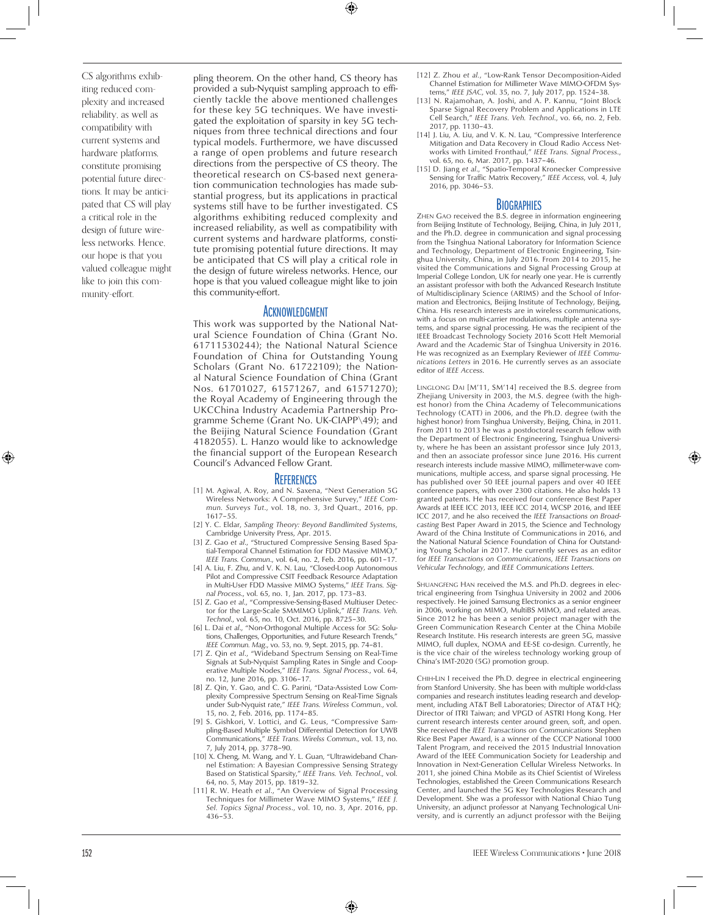CS algorithms exhibiting reduced complexity and increased reliability, as well as compatibility with current systems and hardware platforms, constitute promising potential future directions. It may be anticipated that CS will play a critical role in the design of future wireless networks. Hence, our hope is that you valued colleague might like to join this community-effort.

pling theorem. On the other hand, CS theory has provided a sub-Nyquist sampling approach to efficiently tackle the above mentioned challenges for these key 5G techniques. We have investigated the exploitation of sparsity in key 5G techniques from three technical directions and four typical models. Furthermore, we have discussed a range of open problems and future research directions from the perspective of CS theory. The theoretical research on CS-based next generation communication technologies has made substantial progress, but its applications in practical systems still have to be further investigated. CS algorithms exhibiting reduced complexity and increased reliability, as well as compatibility with current systems and hardware platforms, constitute promising potential future directions. It may be anticipated that CS will play a critical role in the design of future wireless networks. Hence, our hope is that you valued colleague might like to join this community-effort.

## Acknowledgment

This work was supported by the National Natural Science Foundation of China (Grant No. 61711530244); the National Natural Science Foundation of China for Outstanding Young Scholars (Grant No. 61722109); the National Natural Science Foundation of China (Grant Nos. 61701027, 61571267, and 61571270); the Royal Academy of Engineering through the UKCChina Industry Academia Partnership Programme Scheme (Grant No. UK-CIAPP\49); and the Beijing Natural Science Foundation (Grant 4182055). L. Hanzo would like to acknowledge the financial support of the European Research Council's Advanced Fellow Grant.

## References

[1] M. Agiwal, A. Roy, and N. Saxena, "Next Generation 5G Wireless Networks: A Comprehensive Survey," *IEEE Commun. Surveys Tut.*, vol. 18, no. 3, 3rd Quart., 2016, pp. 1617–55.

[2] Y. C. Eldar, *Sampling Theory: Beyond Bandlimited Systems*, Cambridge University Press, Apr. 2015.

[3] Z. Gao *et al.*, "Structured Compressive Sensing Based Spatial-Temporal Channel Estimation for FDD Massive MIMO," *IEEE Trans. Commun.*, vol. 64, no. 2, Feb. 2016, pp. 601–17.

[4] A. Liu, F. Zhu, and V. K. N. Lau, "Closed-Loop Autonomous Pilot and Compressive CSIT Feedback Resource Adaptation in Multi-User FDD Massive MIMO Systems," *IEEE Trans. Signal Process.*, vol. 65, no. 1, Jan. 2017, pp. 173–83.

[5] Z. Gao *et al.*, "Compressive-Sensing-Based Multiuser Detector for the Large-Scale SMMIMO Uplink," *IEEE Trans. Veh. Technol.*, vol. 65, no. 10, Oct. 2016, pp. 8725–30.

[6] L. Dai *et al.*, "Non-Orthogonal Multiple Access for 5G: Solutions, Challenges, Opportunities, and Future Research Trends," *IEEE Commun. Mag.*, vo. 53, no. 9, Sept. 2015, pp. 74–81.

[7] Z. Qin *et al.*, "Wideband Spectrum Sensing on Real-Time Signals at Sub-Nyquist Sampling Rates in Single and Cooperative Multiple Nodes," *IEEE Trans. Signal Process.*, vol. 64, no. 12, June 2016, pp. 3106–17.

[8] Z. Qin, Y. Gao, and C. G. Parini, "Data-Assisted Low Complexity Compressive Spectrum Sensing on Real-Time Signals under Sub-Nyquist rate," *IEEE Trans. Wireless Commun.*, vol. 15, no. 2, Feb. 2016, pp. 1174–85.

[9] S. Gishkori, V. Lottici, and G. Leus, "Compressive Sampling-Based Multiple Symbol Differential Detection for UWB Communications," *IEEE Trans. Wirelss Commun.*, vol. 13, no. 7, July 2014, pp. 3778–90.

[10] X. Cheng, M. Wang, and Y. L. Guan, "Ultrawideband Channel Estimation: A Bayesian Compressive Sensing Strategy Based on Statistical Sparsity," *IEEE Trans. Veh. Technol*, vol. 64, no. 5, May 2015, pp. 1819–32.

[11] R. W. Heath *et al.*, "An Overview of Signal Processing Techniques for Millimeter Wave MIMO Systems," *IEEE J. Sel. Topics Signal Process.*, vol. 10, no. 3, Apr. 2016, pp. 436–53.

[12] Z. Zhou *et al.*, "Low-Rank Tensor Decomposition-Aided Channel Estimation for Millimeter Wave MIMO-OFDM Systems," *IEEE JSAC*, vol. 35, no. 7, July 2017, pp. 1524–38.

[13] N. Rajamohan, A. Joshi, and A. P. Kannu, "Joint Block Sparse Signal Recovery Problem and Applications in LTE Cell Search," *IEEE Trans. Veh. Technol.*, vo. 66, no. 2, Feb. 2017, pp. 1130–43.

[14] J. Liu, A. Liu, and V. K. N. Lau, "Compressive Interference Mitigation and Data Recovery in Cloud Radio Access Networks with Limited Fronthaul," *IEEE Trans. Signal Process.*, vol. 65, no. 6, Mar. 2017, pp. 1437–46.

[15] D. Jiang *et al.*, "Spatio-Temporal Kronecker Compressive Sensing for Traffic Matrix Recovery," *IEEE Access*, vol. 4, July 2016, pp. 3046–53.

## Biographies

Zhen Gao received the B.S. degree in information engineering from Beijing Institute of Technology, Beijing, China, in July 2011, and the Ph.D. degree in communication and signal processing from the Tsinghua National Laboratory for Information Science and Technology, Department of Electronic Engineering, Tsinghua University, China, in July 2016. From 2014 to 2015, he visited the Communications and Signal Processing Group at Imperial College London, UK for nearly one year. He is currently an assistant professor with both the Advanced Research Institute of Multidisciplinary Science (ARIMS) and the School of Information and Electronics, Beijing Institute of Technology, Beijing, China. His research interests are in wireless communications, with a focus on multi-carrier modulations, multiple antenna systems, and sparse signal processing. He was the recipient of the IEEE Broadcast Technology Society 2016 Scott Helt Memorial Award and the Academic Star of Tsinghua University in 2016. He was recognized as an Exemplary Reviewer of *IEEE Communications Letters* in 2016. He currently serves as an associate editor of *IEEE Access*.

Linglong Dai [M'11, SM'14] received the B.S. degree from Zhejiang University in 2003, the M.S. degree (with the highest honor) from the China Academy of Telecommunications Technology (CATT) in 2006, and the Ph.D. degree (with the highest honor) from Tsinghua University, Beijing, China, in 2011. From 2011 to 2013 he was a postdoctoral research fellow with the Department of Electronic Engineering, Tsinghua University, where he has been an assistant professor since July 2013, and then an associate professor since June 2016. His current research interests include massive MIMO, millimeter-wave communications, multiple access, and sparse signal processing. He has published over 50 IEEE journal papers and over 40 IEEE conference papers, with over 2300 citations. He also holds 13 granted patents. He has received four conference Best Paper Awards at IEEE ICC 2013, IEEE ICC 2014, WCSP 2016, and IEEE ICC 2017, and he also received the *IEEE Transactions on Broadcasting* Best Paper Award in 2015, the Science and Technology Award of the China Institute of Communications in 2016, and the National Natural Science Foundation of China for Outstanding Young Scholar in 2017. He currently serves as an editor for *IEEE Transactions on Communications*, *IEEE Transactions on Vehicular Technology*, and *IEEE Communications Letters*.

Shuangfeng Han received the M.S. and Ph.D. degrees in electrical engineering from Tsinghua University in 2002 and 2006 respectively. He joined Samsung Electronics as a senior engineer in 2006, working on MIMO, MultiBS MIMO, and related areas. Since 2012 he has been a senior project manager with the Green Communication Research Center at the China Mobile Research Institute. His research interests are green 5G, massive MIMO, full duplex, NOMA and EE-SE co-design. Currently, he is the vice chair of the wireless technology working group of China's IMT-2020 (5G) promotion group.

Chih-Lin I received the Ph.D. degree in electrical engineering from Stanford University. She has been with multiple world-class companies and research institutes leading research and development, including AT&T Bell Laboratories; Director of AT&T HQ; Director of ITRI Taiwan; and VPGD of ASTRI Hong Kong. Her current research interests center around green, soft, and open. She received the *IEEE Transactions on Communications* Stephen Rice Best Paper Award, is a winner of the CCCP National 1000 Talent Program, and received the 2015 Industrial Innovation Award of the IEEE Communication Society for Leadership and Innovation in Next-Generation Cellular Wireless Networks. In 2011, she joined China Mobile as its Chief Scientist of Wireless Technologies, established the Green Communications Research Center, and launched the 5G Key Technologies Research and Development. She was a professor with National Chiao Tung University, an adjunct professor at Nanyang Technological University, and is currently an adjunct professor with the Beijing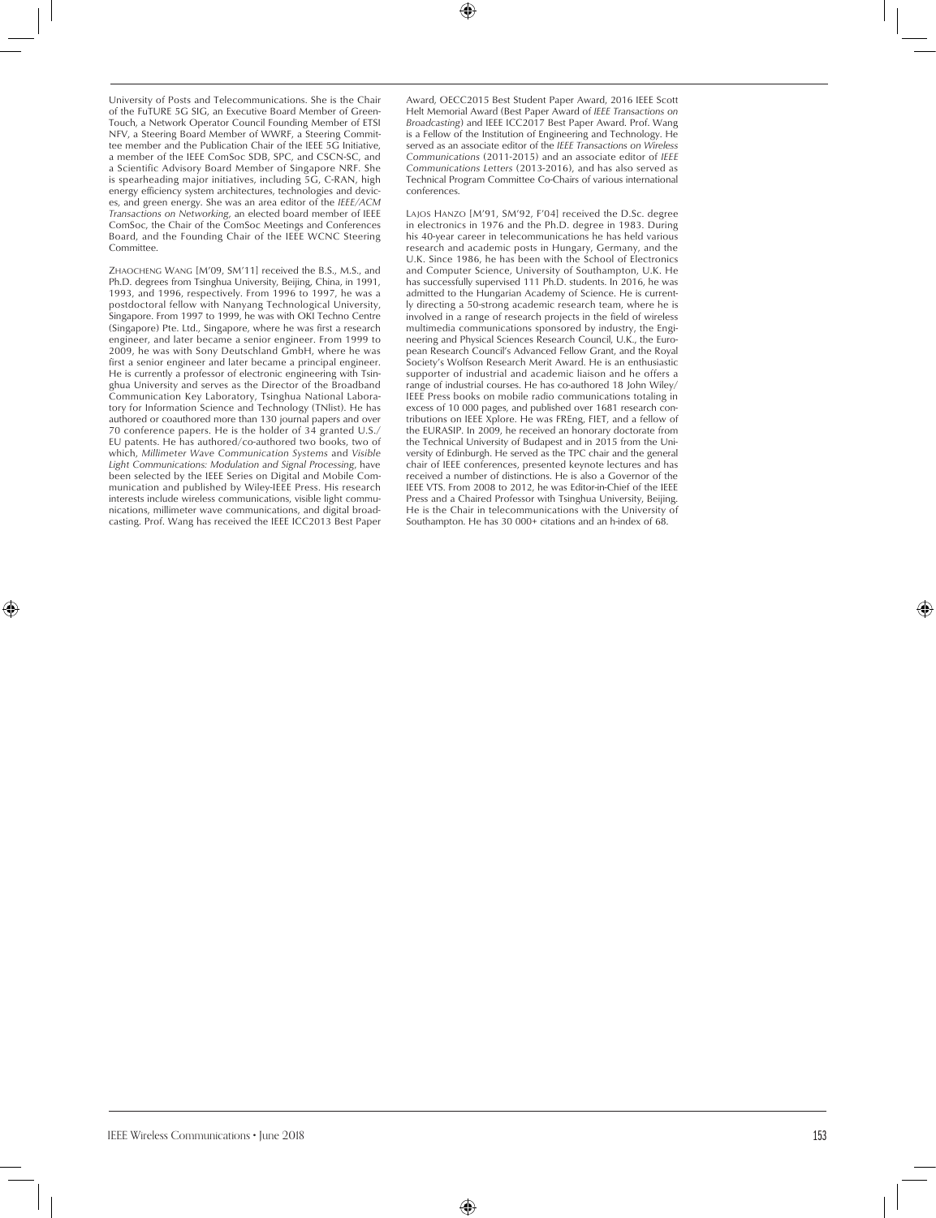University of Posts and Telecommunications. She is the Chair of the FuTURE 5G SIG, an Executive Board Member of Green-Touch, a Network Operator Council Founding Member of ETSI NFV, a Steering Board Member of WWRF, a Steering Committee member and the Publication Chair of the IEEE 5G Initiative, a member of the IEEE ComSoc SDB, SPC, and CSCN-SC, and a Scientific Advisory Board Member of Singapore NRF. She is spearheading major initiatives, including 5G, C-RAN, high energy efficiency system architectures, technologies and devices, and green energy. She was an area editor of the *IEEE/ACM Transactions on Networking*, an elected board member of IEEE ComSoc, the Chair of the ComSoc Meetings and Conferences Board, and the Founding Chair of the IEEE WCNC Steering Committee.

Zhaocheng Wang [M'09, SM'11] received the B.S., M.S., and Ph.D. degrees from Tsinghua University, Beijing, China, in 1991, 1993, and 1996, respectively. From 1996 to 1997, he was a postdoctoral fellow with Nanyang Technological University, Singapore. From 1997 to 1999, he was with OKI Techno Centre (Singapore) Pte. Ltd., Singapore, where he was first a research engineer, and later became a senior engineer. From 1999 to 2009, he was with Sony Deutschland GmbH, where he was first a senior engineer and later became a principal engineer. He is currently a professor of electronic engineering with Tsinghua University and serves as the Director of the Broadband Communication Key Laboratory, Tsinghua National Laboratory for Information Science and Technology (TNlist). He has authored or coauthored more than 130 journal papers and over 70 conference papers. He is the holder of 34 granted U.S./EU patents. He has authored/co-authored two books, two of which, *Millimeter Wave Communication Systems* and *Visible Light Communications: Modulation and Signal Processing*, have been selected by the IEEE Series on Digital and Mobile Communication and published by Wiley-IEEE Press. His research interests include wireless communications, visible light communications, millimeter wave communications, and digital broadcasting. Prof. Wang has received the IEEE ICC2013 Best Paper Award, OECC2015 Best Student Paper Award, 2016 IEEE Scott Helt Memorial Award (Best Paper Award of *IEEE Transactions on Broadcasting*) and IEEE ICC2017 Best Paper Award. Prof. Wang is a Fellow of the Institution of Engineering and Technology. He served as an associate editor of the *IEEE Transactions on Wireless Communications* (2011-2015) and an associate editor of *IEEE Communications Letters* (2013-2016), and has also served as Technical Program Committee Co-Chairs of various international conferences.

Lajos Hanzo [M'91, SM'92, F'04] received the D.Sc. degree in electronics in 1976 and the Ph.D. degree in 1983. During his 40-year career in telecommunications he has held various research and academic posts in Hungary, Germany, and the U.K. Since 1986, he has been with the School of Electronics and Computer Science, University of Southampton, U.K. He has successfully supervised 111 Ph.D. students. In 2016, he was admitted to the Hungarian Academy of Science. He is currently directing a 50-strong academic research team, where he is involved in a range of research projects in the field of wireless multimedia communications sponsored by industry, the Engineering and Physical Sciences Research Council, U.K., the European Research Council's Advanced Fellow Grant, and the Royal Society's Wolfson Research Merit Award. He is an enthusiastic supporter of industrial and academic liaison and he offers a range of industrial courses. He has co-authored 18 John Wiley/IEEE Press books on mobile radio communications totaling in excess of 10 000 pages, and published over 1681 research contributions on IEEE Xplore. He was FREng, FIET, and a fellow of the EURASIP. In 2009, he received an honorary doctorate from the Technical University of Budapest and in 2015 from the University of Edinburgh. He served as the TPC chair and the general chair of IEEE conferences, presented keynote lectures and has received a number of distinctions. He is also a Governor of the IEEE VTS. From 2008 to 2012, he was Editor-in-Chief of the IEEE Press and a Chaired Professor with Tsinghua University, Beijing. He is the Chair in telecommunications with the University of Southampton. He has 30 000+ citations and an h-index of 68.